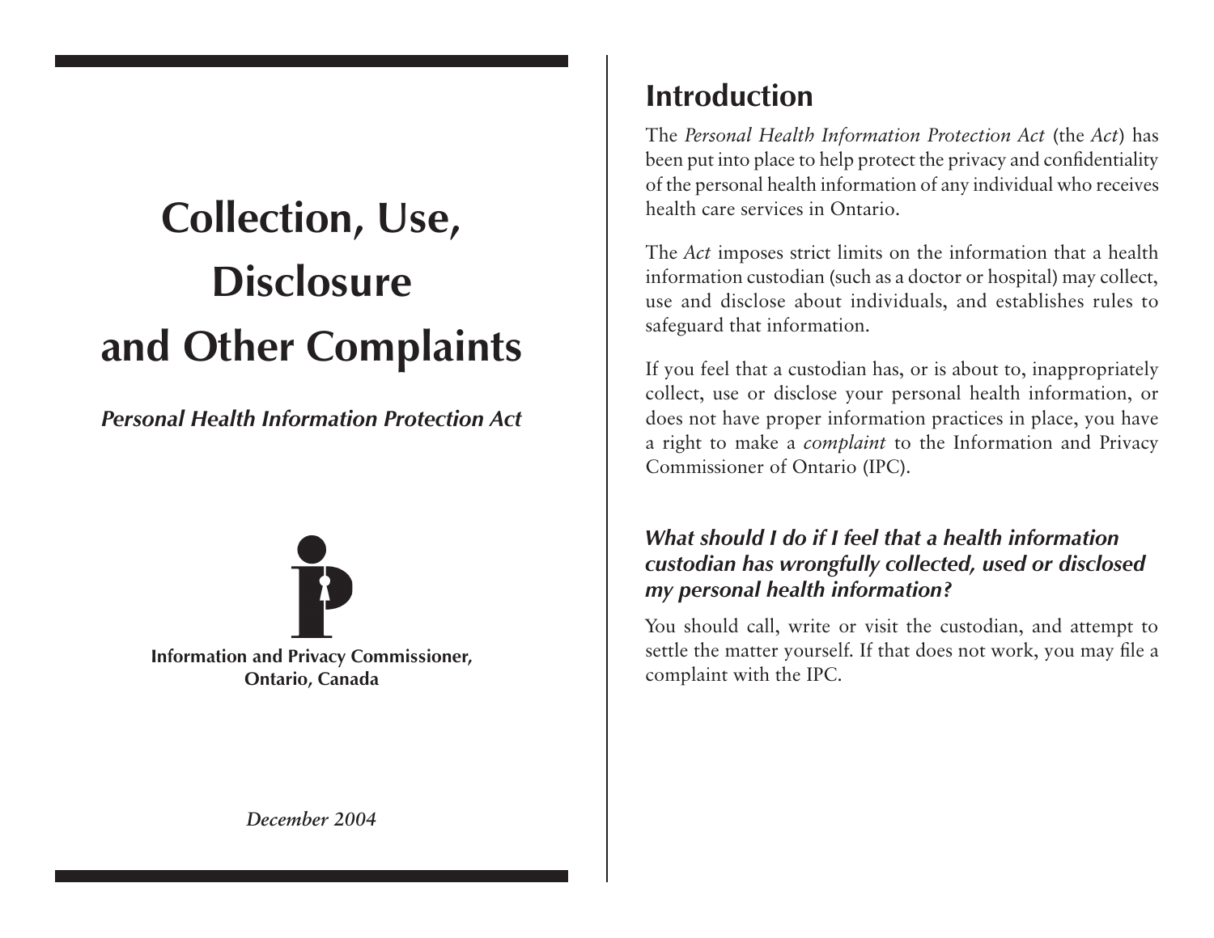# Collection, Use, Disclosure and Other Complaints

***Personal Health Information Protection Act***

**Information and Privacy Commissioner, Ontario, Canada**

*December 2004*

## Introduction

The *Personal Health Information Protection Act* (the *Act*) has been put into place to help protect the privacy and confidentiality of the personal health information of any individual who receives health care services in Ontario.

The *Act* imposes strict limits on the information that a health information custodian (such as a doctor or hospital) may collect, use and disclose about individuals, and establishes rules to safeguard that information.

If you feel that a custodian has, or is about to, inappropriately collect, use or disclose your personal health information, or does not have proper information practices in place, you have a right to make a *complaint* to the Information and Privacy Commissioner of Ontario (IPC).

### *What should I do if I feel that a health information custodian has wrongfully collected, used or disclosed my personal health information?*

You should call, write or visit the custodian, and attempt to settle the matter yourself. If that does not work, you may file a complaint with the IPC.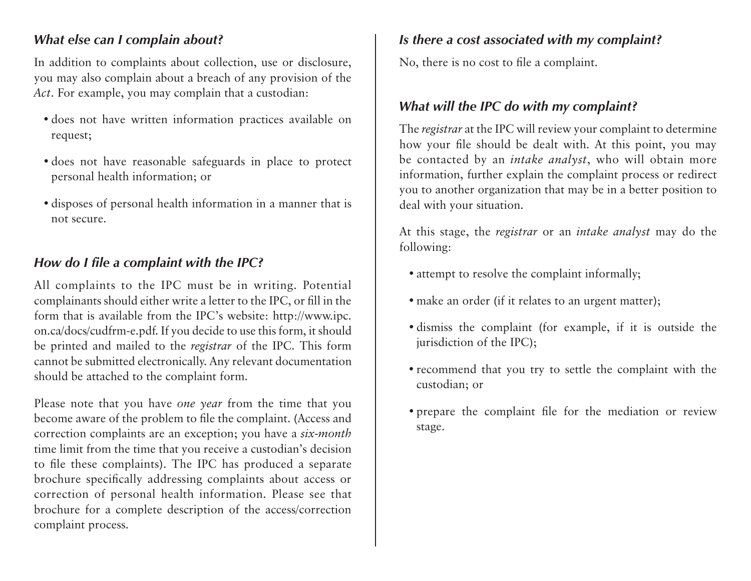### *What else can I complain about?*

In addition to complaints about collection, use or disclosure, you may also complain about a breach of any provision of the *Act*. For example, you may complain that a custodian:

- does not have written information practices available on request;
- does not have reasonable safeguards in place to protect personal health information; or
- disposes of personal health information in a manner that is not secure.

### *How do I file a complaint with the IPC?*

All complaints to the IPC must be in writing. Potential complainants should either write a letter to the IPC, or fill in the form that is available from the IPC's website: http://www.ipc.on.ca/docs/cudfrm-e.pdf. If you decide to use this form, it should be printed and mailed to the *registrar* of the IPC. This form cannot be submitted electronically. Any relevant documentation should be attached to the complaint form.

Please note that you have *one year* from the time that you become aware of the problem to file the complaint. (Access and correction complaints are an exception; you have a *six-month* time limit from the time that you receive a custodian's decision to file these complaints). The IPC has produced a separate brochure specifically addressing complaints about access or correction of personal health information. Please see that brochure for a complete description of the access/correction complaint process.

### *Is there a cost associated with my complaint?*

No, there is no cost to file a complaint.

### *What will the IPC do with my complaint?*

The *registrar* at the IPC will review your complaint to determine how your file should be dealt with. At this point, you may be contacted by an *intake analyst*, who will obtain more information, further explain the complaint process or redirect you to another organization that may be in a better position to deal with your situation.

At this stage, the *registrar* or an *intake analyst* may do the following:

- attempt to resolve the complaint informally;
- make an order (if it relates to an urgent matter);
- dismiss the complaint (for example, if it is outside the jurisdiction of the IPC);
- recommend that you try to settle the complaint with the custodian; or
- prepare the complaint file for the mediation or review stage.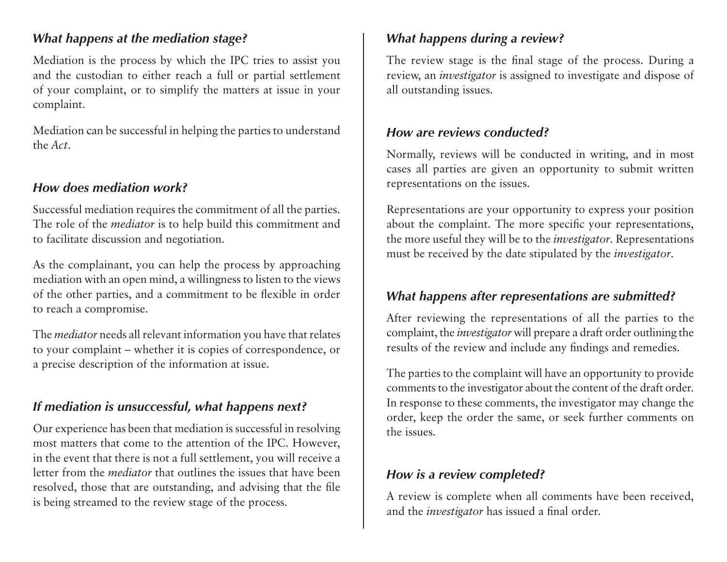### *What happens at the mediation stage?*

Mediation is the process by which the IPC tries to assist you and the custodian to either reach a full or partial settlement of your complaint, or to simplify the matters at issue in your complaint.

Mediation can be successful in helping the parties to understand the *Act*.

### *How does mediation work?*

Successful mediation requires the commitment of all the parties. The role of the *mediator* is to help build this commitment and to facilitate discussion and negotiation.

As the complainant, you can help the process by approaching mediation with an open mind, a willingness to listen to the views of the other parties, and a commitment to be flexible in order to reach a compromise.

The *mediator* needs all relevant information you have that relates to your complaint – whether it is copies of correspondence, or a precise description of the information at issue.

### *If mediation is unsuccessful, what happens next?*

Our experience has been that mediation is successful in resolving most matters that come to the attention of the IPC. However, in the event that there is not a full settlement, you will receive a letter from the *mediator* that outlines the issues that have been resolved, those that are outstanding, and advising that the file is being streamed to the review stage of the process.

### *What happens during a review?*

The review stage is the final stage of the process. During a review, an *investigator* is assigned to investigate and dispose of all outstanding issues.

### *How are reviews conducted?*

Normally, reviews will be conducted in writing, and in most cases all parties are given an opportunity to submit written representations on the issues.

Representations are your opportunity to express your position about the complaint. The more specific your representations, the more useful they will be to the *investigator*. Representations must be received by the date stipulated by the *investigator*.

### *What happens after representations are submitted?*

After reviewing the representations of all the parties to the complaint, the *investigator* will prepare a draft order outlining the results of the review and include any findings and remedies.

The parties to the complaint will have an opportunity to provide comments to the investigator about the content of the draft order. In response to these comments, the investigator may change the order, keep the order the same, or seek further comments on the issues.

### *How is a review completed?*

A review is complete when all comments have been received, and the *investigator* has issued a final order.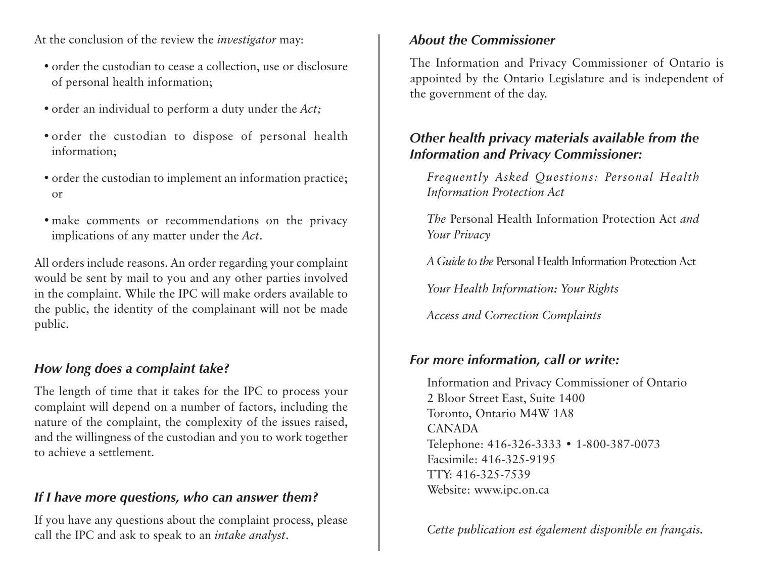At the conclusion of the review the *investigator* may:

- order the custodian to cease a collection, use or disclosure of personal health information;
- order an individual to perform a duty under the *Act;*
- order the custodian to dispose of personal health information;
- order the custodian to implement an information practice; or
- make comments or recommendations on the privacy implications of any matter under the *Act*.

All orders include reasons. An order regarding your complaint would be sent by mail to you and any other parties involved in the complaint. While the IPC will make orders available to the public, the identity of the complainant will not be made public.

### *How long does a complaint take?*

The length of time that it takes for the IPC to process your complaint will depend on a number of factors, including the nature of the complaint, the complexity of the issues raised, and the willingness of the custodian and you to work together to achieve a settlement.

### *If I have more questions, who can answer them?*

If you have any questions about the complaint process, please call the IPC and ask to speak to an *intake analyst*.

### *About the Commissioner*

The Information and Privacy Commissioner of Ontario is appointed by the Ontario Legislature and is independent of the government of the day.

### *Other health privacy materials available from the Information and Privacy Commissioner:*

*Frequently Asked Questions: Personal Health Information Protection Act*

*The* Personal Health Information Protection Act *and Your Privacy*

*A Guide to the* Personal Health Information Protection Act

*Your Health Information: Your Rights*

*Access and Correction Complaints*

### *For more information, call or write:*

Information and Privacy Commissioner of Ontario
2 Bloor Street East, Suite 1400
Toronto, Ontario M4W 1A8
CANADA
Telephone: 416-326-3333 • 1-800-387-0073
Facsimile: 416-325-9195
TTY: 416-325-7539
Website: www.ipc.on.ca

*Cette publication est également disponible en français.*